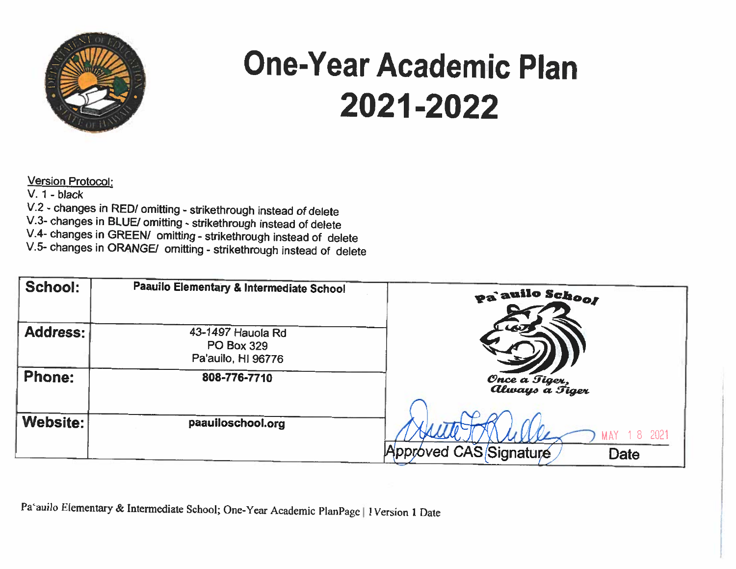# One-Year Academic Plan 2021-2022

Version Protocol:

V. 1 - black
V.2 - changes in RED/ omitting - strikethrough instead of delete
V.3- changes in BLUE/ omitting - strikethrough instead of delete
V.4- changes in GREEN/ omitting - strikethrough instead of delete
V.5- changes in ORANGE/ omitting - strikethrough instead of delete

| | | |
|---|---|---|
| **School:** | **Paauilo Elementary & Intermediate School** | Pa'auilo School<br>*Once a Tiger, Always a Tiger* |
| **Address:** | 43-1497 Hauola Rd<br>PO Box 329<br>Pa'auilo, HI 96776 | |
| **Phone:** | **808-776-7710** | |
| **Website:** | **paauiloschool.org** | [Signature] MAY 18 2021<br>Approved CAS Signature — Date |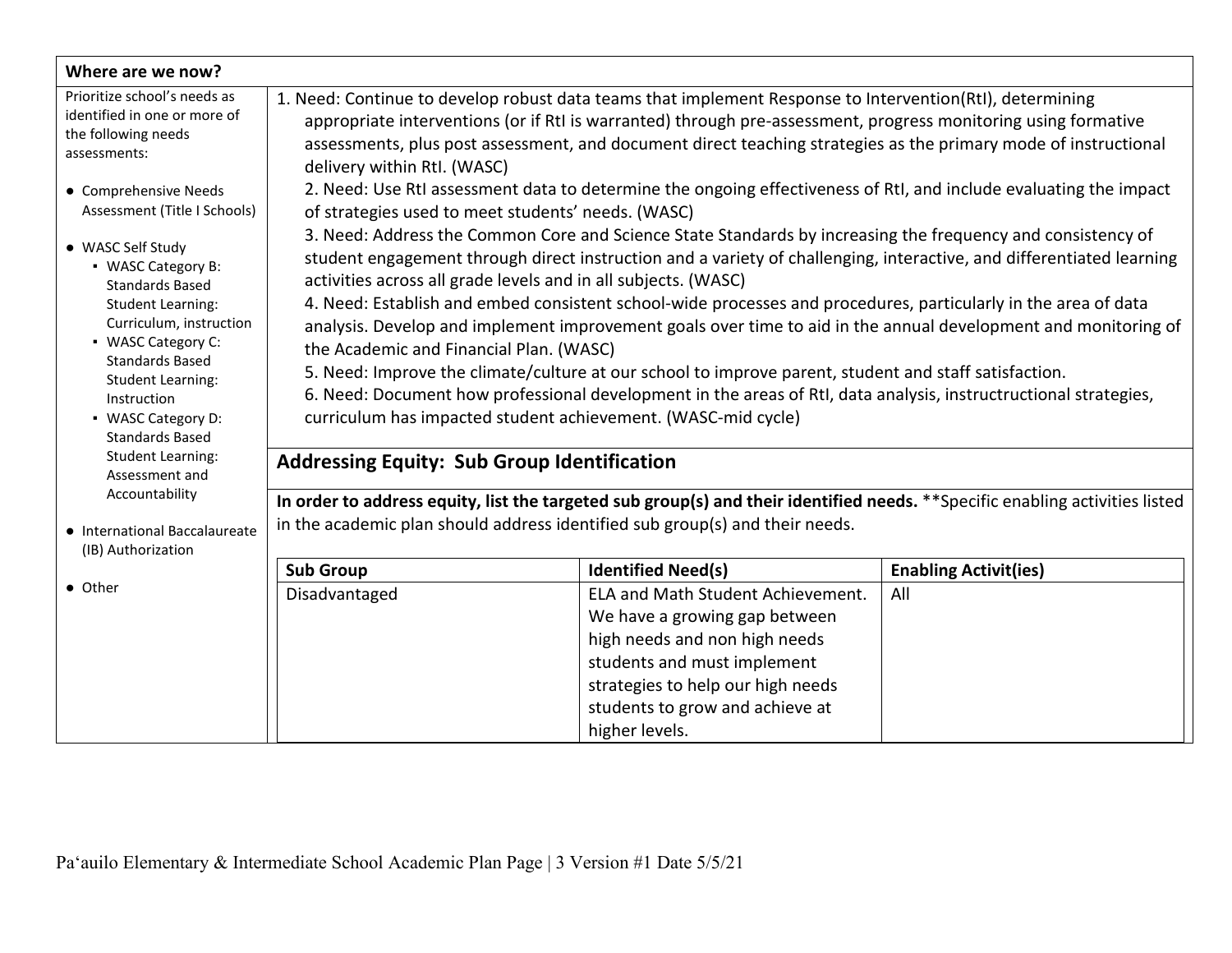## Where are we now?

Prioritize school's needs as identified in one or more of the following needs assessments:

- Comprehensive Needs Assessment (Title I Schools)
- WASC Self Study
  - WASC Category B: Standards Based Student Learning: Curriculum, instruction
  - WASC Category C: Standards Based Student Learning: Instruction
  - WASC Category D: Standards Based Student Learning: Assessment and Accountability
- International Baccalaureate (IB) Authorization
- Other

1. Need: Continue to develop robust data teams that implement Response to Intervention(RtI), determining appropriate interventions (or if RtI is warranted) through pre-assessment, progress monitoring using formative assessments, plus post assessment, and document direct teaching strategies as the primary mode of instructional delivery within RtI. (WASC)
2. Need: Use RtI assessment data to determine the ongoing effectiveness of RtI, and include evaluating the impact of strategies used to meet students' needs. (WASC)
3. Need: Address the Common Core and Science State Standards by increasing the frequency and consistency of student engagement through direct instruction and a variety of challenging, interactive, and differentiated learning activities across all grade levels and in all subjects. (WASC)
4. Need: Establish and embed consistent school-wide processes and procedures, particularly in the area of data analysis. Develop and implement improvement goals over time to aid in the annual development and monitoring of the Academic and Financial Plan. (WASC)
5. Need: Improve the climate/culture at our school to improve parent, student and staff satisfaction.
6. Need: Document how professional development in the areas of RtI, data analysis, instructructional strategies, curriculum has impacted student achievement. (WASC-mid cycle)

### Addressing Equity: Sub Group Identification

**In order to address equity, list the targeted sub group(s) and their identified needs.** **Specific enabling activities listed in the academic plan should address identified sub group(s) and their needs.

| Sub Group | Identified Need(s) | Enabling Activit(ies) |
|---|---|---|
| Disadvantaged | ELA and Math Student Achievement. We have a growing gap between high needs and non high needs students and must implement strategies to help our high needs students to grow and achieve at higher levels. | All |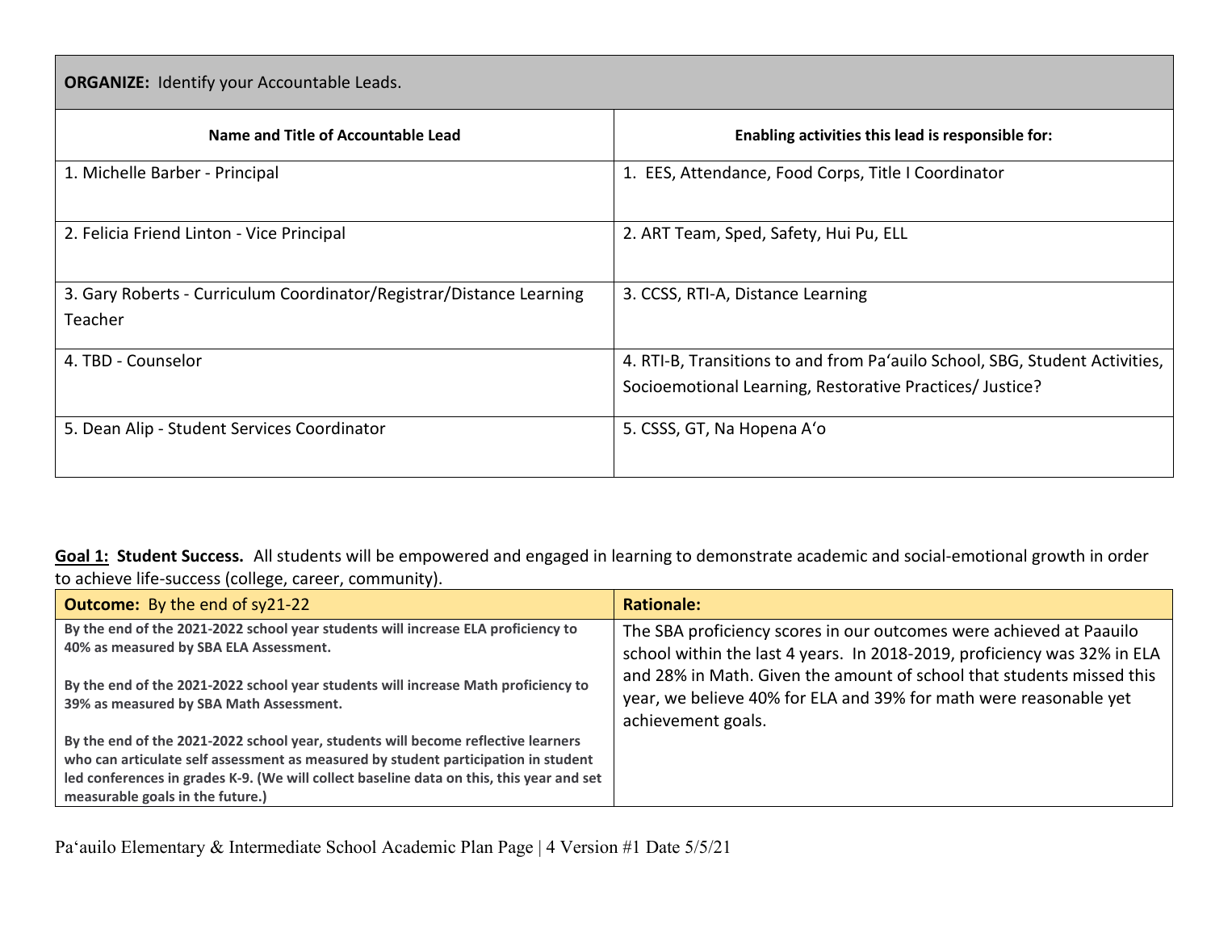| **ORGANIZE:** Identify your Accountable Leads. | |
|---|---|
| **Name and Title of Accountable Lead** | **Enabling activities this lead is responsible for:** |
| 1. Michelle Barber - Principal | 1. EES, Attendance, Food Corps, Title I Coordinator |
| 2. Felicia Friend Linton - Vice Principal | 2. ART Team, Sped, Safety, Hui Pu, ELL |
| 3. Gary Roberts - Curriculum Coordinator/Registrar/Distance Learning Teacher | 3. CCSS, RTI-A, Distance Learning |
| 4. TBD - Counselor | 4. RTI-B, Transitions to and from Paʻauilo School, SBG, Student Activities, Socioemotional Learning, Restorative Practices/ Justice? |
| 5. Dean Alip - Student Services Coordinator | 5. CSSS, GT, Na Hopena Aʻo |

**Goal 1: Student Success.** All students will be empowered and engaged in learning to demonstrate academic and social-emotional growth in order to achieve life-success (college, career, community).

| **Outcome:** By the end of sy21-22 | **Rationale:** |
|---|---|
| **By the end of the 2021-2022 school year students will increase ELA proficiency to 40% as measured by SBA ELA Assessment.**<br><br>**By the end of the 2021-2022 school year students will increase Math proficiency to 39% as measured by SBA Math Assessment.**<br><br>**By the end of the 2021-2022 school year, students will become reflective learners who can articulate self assessment as measured by student participation in student led conferences in grades K-9. (We will collect baseline data on this, this year and set measurable goals in the future.)** | The SBA proficiency scores in our outcomes were achieved at Paauilo school within the last 4 years. In 2018-2019, proficiency was 32% in ELA and 28% in Math. Given the amount of school that students missed this year, we believe 40% for ELA and 39% for math were reasonable yet achievement goals. |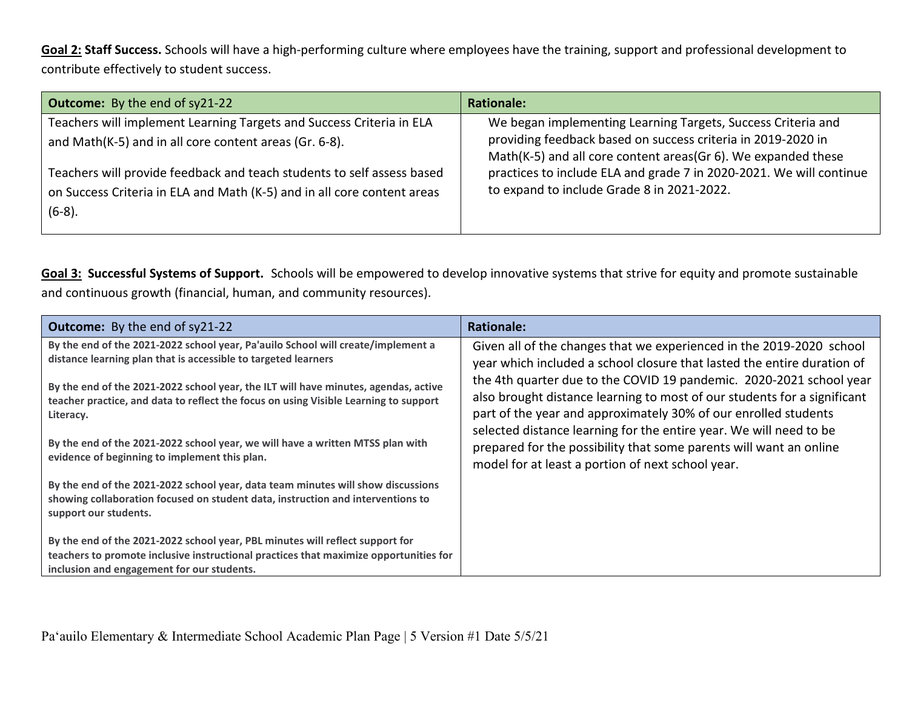**Goal 2: Staff Success.** Schools will have a high-performing culture where employees have the training, support and professional development to contribute effectively to student success.

| **Outcome:** By the end of sy21-22 | **Rationale:** |
|---|---|
| Teachers will implement Learning Targets and Success Criteria in ELA and Math(K-5) and in all core content areas (Gr. 6-8).<br><br>Teachers will provide feedback and teach students to self assess based on Success Criteria in ELA and Math (K-5) and in all core content areas (6-8). | We began implementing Learning Targets, Success Criteria and providing feedback based on success criteria in 2019-2020 in Math(K-5) and all core content areas(Gr 6). We expanded these practices to include ELA and grade 7 in 2020-2021. We will continue to expand to include Grade 8 in 2021-2022. |

**Goal 3: Successful Systems of Support.** Schools will be empowered to develop innovative systems that strive for equity and promote sustainable and continuous growth (financial, human, and community resources).

| **Outcome:** By the end of sy21-22 | **Rationale:** |
|---|---|
| **By the end of the 2021-2022 school year, Pa'auilo School will create/implement a distance learning plan that is accessible to targeted learners**<br><br>**By the end of the 2021-2022 school year, the ILT will have minutes, agendas, active teacher practice, and data to reflect the focus on using Visible Learning to support Literacy.**<br><br>**By the end of the 2021-2022 school year, we will have a written MTSS plan with evidence of beginning to implement this plan.**<br><br>**By the end of the 2021-2022 school year, data team minutes will show discussions showing collaboration focused on student data, instruction and interventions to support our students.**<br><br>**By the end of the 2021-2022 school year, PBL minutes will reflect support for teachers to promote inclusive instructional practices that maximize opportunities for inclusion and engagement for our students.** | Given all of the changes that we experienced in the 2019-2020 school year which included a school closure that lasted the entire duration of the 4th quarter due to the COVID 19 pandemic. 2020-2021 school year also brought distance learning to most of our students for a significant part of the year and approximately 30% of our enrolled students selected distance learning for the entire year. We will need to be prepared for the possibility that some parents will want an online model for at least a portion of next school year. |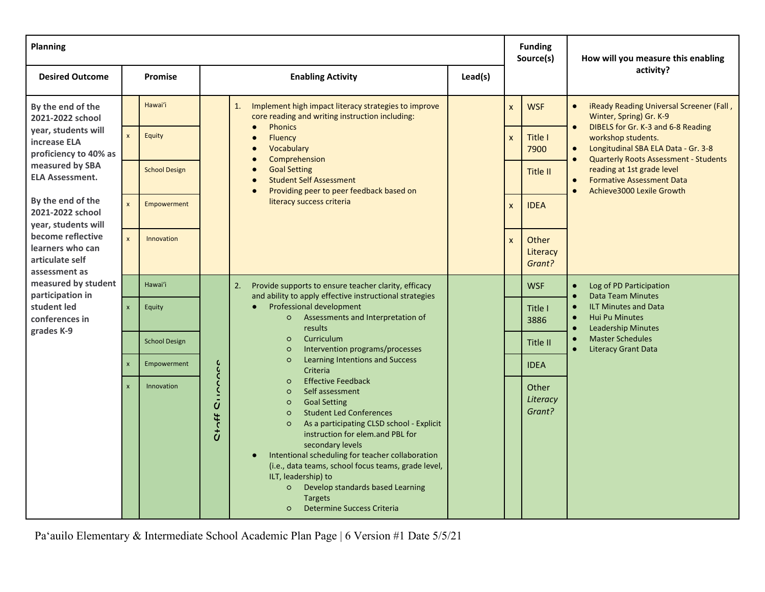| Planning | | | | | Funding Source(s) | | How will you measure this enabling activity? |
|---|---|---|---|---|---|---|---|
| **Desired Outcome** | **Promise** | | **Enabling Activity** | **Lead(s)** | | | |
| **By the end of the 2021-2022 school year, students will increase ELA proficiency to 40% as measured by SBA ELA Assessment.**<br><br>**By the end of the 2021-2022 school year, students will become reflective learners who can articulate self assessment as measured by student participation in student led conferences in grades K-9** | | Hawai'i | 1. Implement high impact literacy strategies to improve core reading and writing instruction including:<br>● Phonics<br>● Fluency<br>● Vocabulary<br>● Comprehension<br>● Goal Setting<br>● Student Self Assessment<br>● Providing peer to peer feedback based on literacy success criteria | | x | WSF | ● iReady Reading Universal Screener (Fall , Winter, Spring) Gr. K-9<br>● DIBELS for Gr. K-3 and 6-8 Reading workshop students.<br>● Longitudinal SBA ELA Data - Gr. 3-8<br>● Quarterly Roots Assessment - Students reading at 1st grade level<br>● Formative Assessment Data<br>● Achieve3000 Lexile Growth |
| | x | Equity | | | x | Title I 7900 | |
| | | School Design | | | | Title II | |
| | x | Empowerment | | | x | IDEA | |
| | x | Innovation | | | x | Other Literacy *Grant?* | |
| | | Hawai'i | 2. Provide supports to ensure teacher clarity, efficacy and ability to apply effective instructional strategies<br>● Professional development<br>○ Assessments and Interpretation of results<br>○ Curriculum<br>○ Intervention programs/processes<br>○ Learning Intentions and Success Criteria<br>○ Effective Feedback<br>○ Self assessment<br>○ Goal Setting<br>○ Student Led Conferences<br>○ As a participating CLSD school - Explicit instruction for elem.and PBL for secondary levels<br>● Intentional scheduling for teacher collaboration (i.e., data teams, school focus teams, grade level, ILT, leadership) to<br>○ Develop standards based Learning Targets<br>○ Determine Success Criteria | | | WSF | ● Log of PD Participation<br>● Data Team Minutes<br>● ILT Minutes and Data<br>● Hui Pu Minutes<br>● Leadership Minutes<br>● Master Schedules<br>● Literacy Grant Data |
| | x | Equity | | | | Title I 3886 | |
| | | School Design | | | | Title II | |
| | x | Empowerment | Staff Success | | | IDEA | |
| | x | Innovation | | | | Other *Literacy Grant?* | |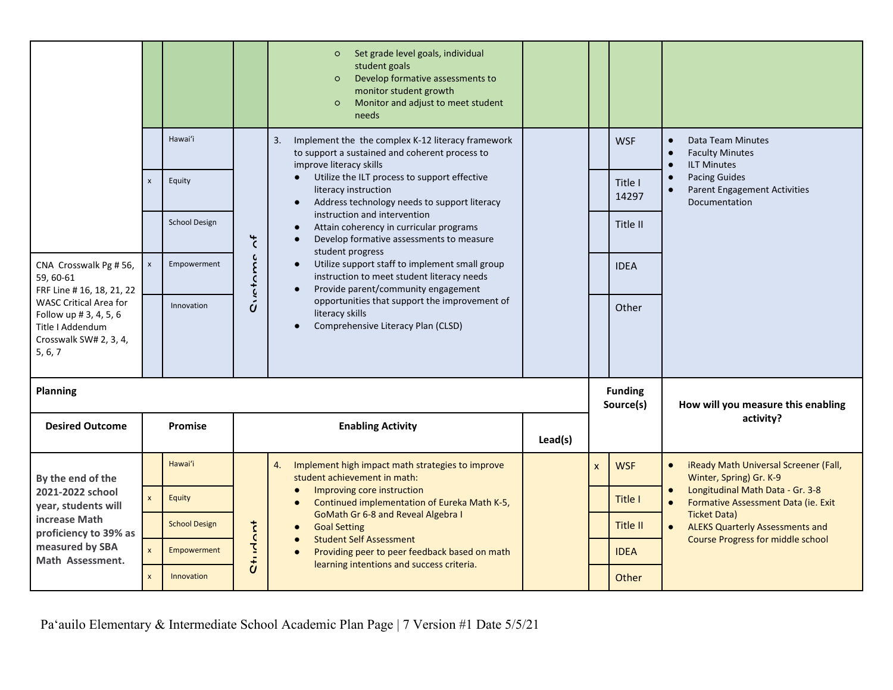| Desired Outcome | | Promise | | Enabling Activity | Lead(s) | | Funding Source(s) | How will you measure this enabling activity? |
|---|---|---|---|---|---|---|---|---|
| | | | | ○ Set grade level goals, individual student goals<br>○ Develop formative assessments to monitor student growth<br>○ Monitor and adjust to meet student needs | | | | |
| CNA Crosswalk Pg # 56, 59, 60-61<br>FRF Line # 16, 18, 21, 22<br>WASC Critical Area for Follow up # 3, 4, 5, 6<br>Title I Addendum Crosswalk SW# 2, 3, 4, 5, 6, 7 | | Hawaiʻi | Systems of | 3. Implement the the complex K-12 literacy framework to support a sustained and coherent process to improve literacy skills<br>● Utilize the ILT process to support effective literacy instruction<br>● Address technology needs to support literacy instruction and intervention<br>● Attain coherency in curricular programs<br>● Develop formative assessments to measure student progress<br>● Utilize support staff to implement small group instruction to meet student literacy needs<br>● Provide parent/community engagement opportunities that support the improvement of literacy skills<br>● Comprehensive Literacy Plan (CLSD) | | | WSF | ● Data Team Minutes<br>● Faculty Minutes<br>● ILT Minutes<br>● Pacing Guides<br>● Parent Engagement Activities Documentation |
| | x | Equity | | | | | Title I 14297 | |
| | | School Design | | | | | Title II | |
| | x | Empowerment | | | | | IDEA | |
| | | Innovation | | | | | Other | |

| Planning | | | | | | Funding Source(s) | | How will you measure this enabling activity? |
|---|---|---|---|---|---|---|---|---|
| **Desired Outcome** | **Promise** | | **Enabling Activity** | | **Lead(s)** | | | |
| **By the end of the 2021-2022 school year, students will increase Math proficiency to 39% as measured by SBA Math Assessment.** | | Hawaiʻi | Student | 4. Implement high impact math strategies to improve student achievement in math:<br>● Improving core instruction<br>● Continued implementation of Eureka Math K-5, GoMath Gr 6-8 and Reveal Algebra I<br>● Goal Setting<br>● Student Self Assessment<br>● Providing peer to peer feedback based on math learning intentions and success criteria. | | x | WSF | ● iReady Math Universal Screener (Fall, Winter, Spring) Gr. K-9<br>● Longitudinal Math Data - Gr. 3-8<br>● Formative Assessment Data (ie. Exit Ticket Data)<br>● ALEKS Quarterly Assessments and Course Progress for middle school |
| | x | Equity | | | | | Title I | |
| | | School Design | | | | | Title II | |
| | x | Empowerment | | | | | IDEA | |
| | x | Innovation | | | | | Other | |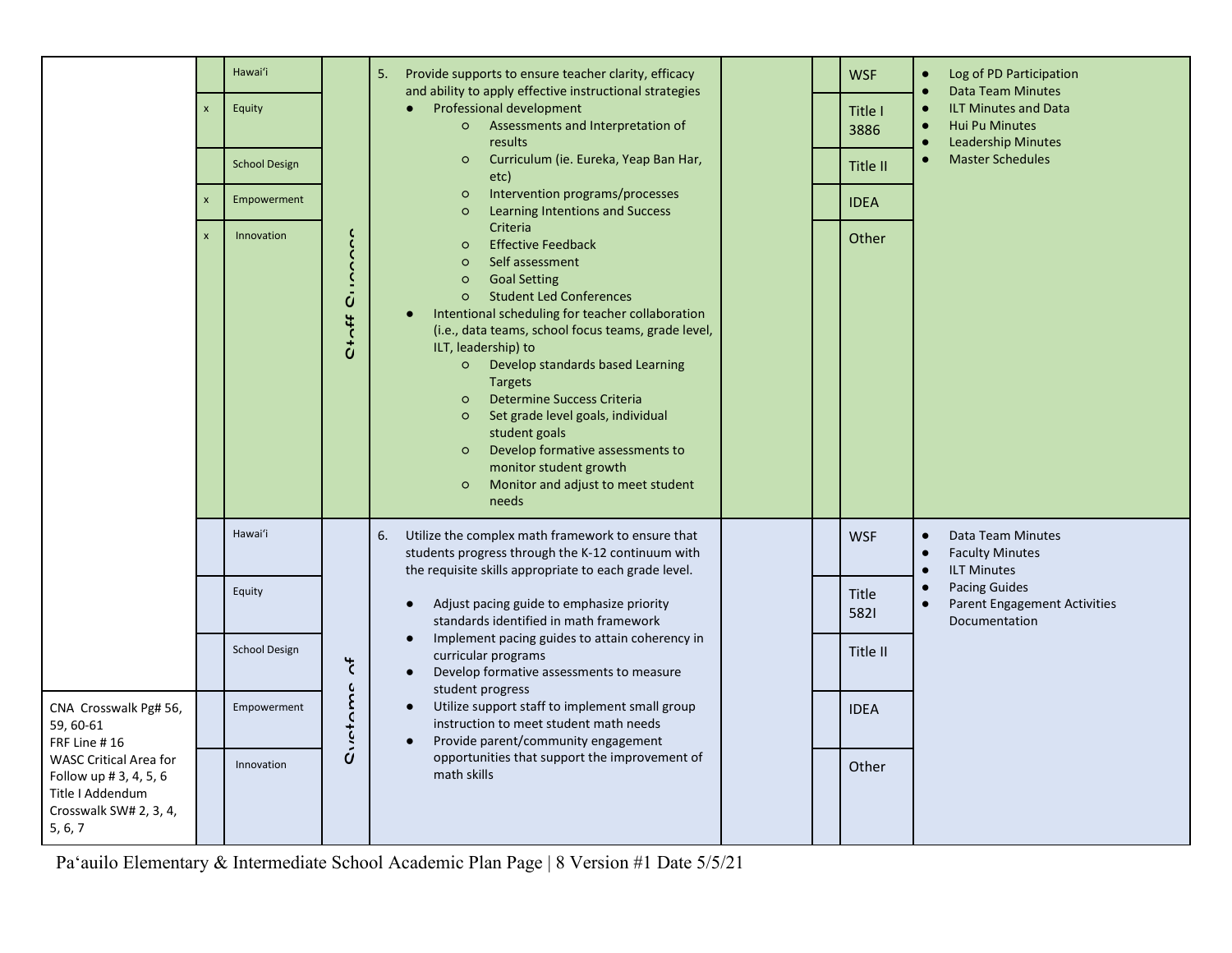| | | | | | | | | |
|---|---|---|---|---|---|---|---|---|
| | | Hawaiʻi | Staff Success | 5. Provide supports to ensure teacher clarity, efficacy and ability to apply effective instructional strategies<br>● Professional development<br>○ Assessments and Interpretation of results<br>○ Curriculum (ie. Eureka, Yeap Ban Har, etc)<br>○ Intervention programs/processes<br>○ Learning Intentions and Success Criteria<br>○ Effective Feedback<br>○ Self assessment<br>○ Goal Setting<br>○ Student Led Conferences<br>● Intentional scheduling for teacher collaboration (i.e., data teams, school focus teams, grade level, ILT, leadership) to<br>○ Develop standards based Learning Targets<br>○ Determine Success Criteria<br>○ Set grade level goals, individual student goals<br>○ Develop formative assessments to monitor student growth<br>○ Monitor and adjust to meet student needs | | | WSF | ● Log of PD Participation<br>● Data Team Minutes<br>● ILT Minutes and Data<br>● Hui Pu Minutes<br>● Leadership Minutes<br>● Master Schedules |
| | x | Equity | | | | | Title I 3886 | |
| | | School Design | | | | | Title II | |
| | x | Empowerment | | | | | IDEA | |
| | x | Innovation | | | | | Other | |
| CNA Crosswalk Pg# 56, 59, 60-61<br>FRF Line # 16<br>WASC Critical Area for Follow up # 3, 4, 5, 6<br>Title I Addendum Crosswalk SW# 2, 3, 4, 5, 6, 7 | | Hawaiʻi | Systems of | 6. Utilize the complex math framework to ensure that students progress through the K-12 continuum with the requisite skills appropriate to each grade level.<br>● Adjust pacing guide to emphasize priority standards identified in math framework<br>● Implement pacing guides to attain coherency in curricular programs<br>● Develop formative assessments to measure student progress<br>● Utilize support staff to implement small group instruction to meet student math needs<br>● Provide parent/community engagement opportunities that support the improvement of math skills | | | WSF | ● Data Team Minutes<br>● Faculty Minutes<br>● ILT Minutes<br>● Pacing Guides<br>● Parent Engagement Activities Documentation |
| | | Equity | | | | | Title 582I | |
| | | School Design | | | | | Title II | |
| | | Empowerment | | | | | IDEA | |
| | | Innovation | | | | | Other | |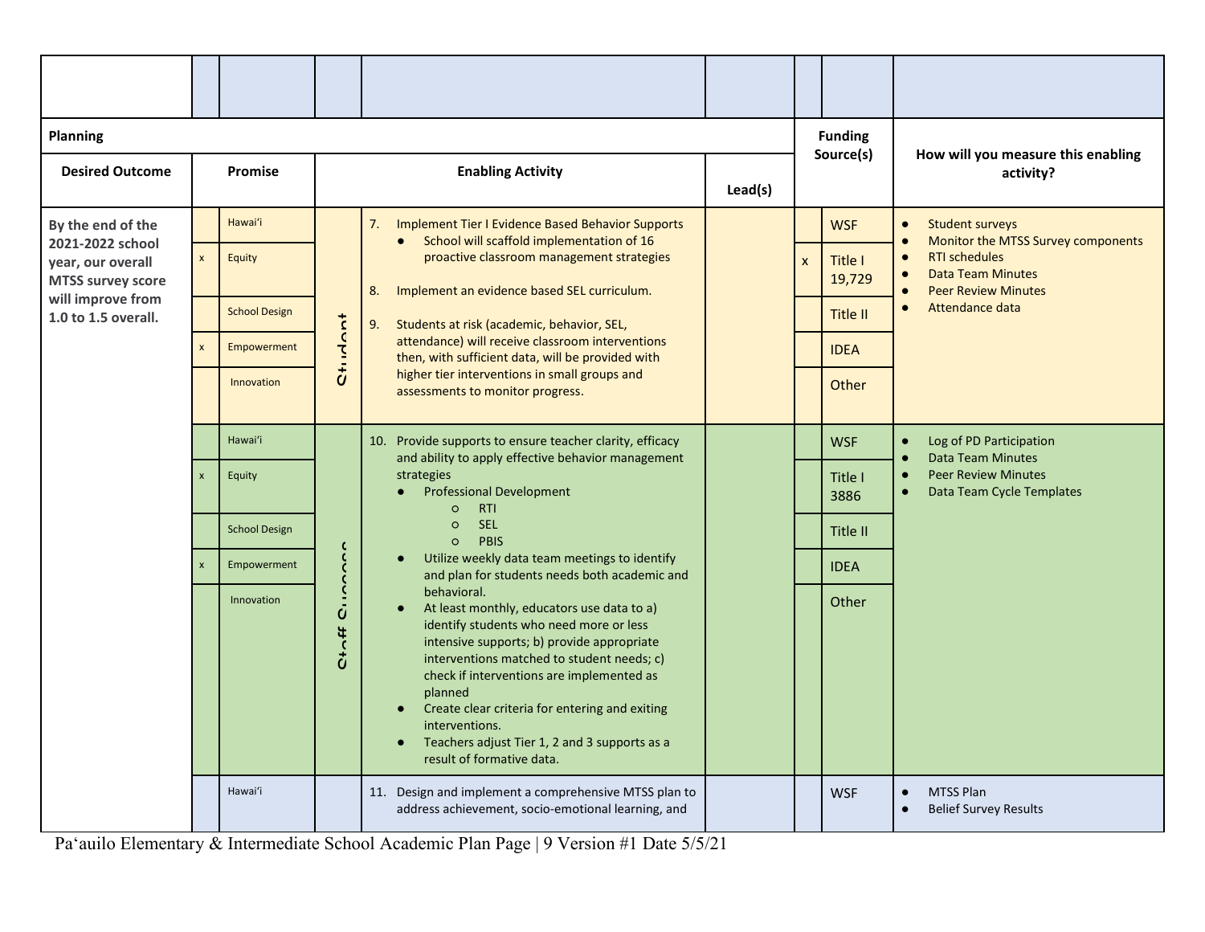| Planning | | | | | | Funding Source(s) | | How will you measure this enabling activity? |
|---|---|---|---|---|---|---|---|---|
| Desired Outcome | Promise | | Enabling Activity | | Lead(s) | | | |
| By the end of the 2021-2022 school year, our overall MTSS survey score will improve from 1.0 to 1.5 overall. | | Hawai'i | Student | 7. Implement Tier I Evidence Based Behavior Supports<br>● School will scaffold implementation of 16 proactive classroom management strategies<br><br>8. Implement an evidence based SEL curriculum.<br><br>9. Students at risk (academic, behavior, SEL, attendance) will receive classroom interventions then, with sufficient data, will be provided with higher tier interventions in small groups and assessments to monitor progress. | | | WSF | ● Student surveys<br>● Monitor the MTSS Survey components<br>● RTI schedules<br>● Data Team Minutes<br>● Peer Review Minutes<br>● Attendance data |
| | x | Equity | | | | x | Title I 19,729 | |
| | | School Design | | | | | Title II | |
| | x | Empowerment | | | | | IDEA | |
| | | Innovation | | | | | Other | |
| | | Hawai'i | Staff Success | 10. Provide supports to ensure teacher clarity, efficacy and ability to apply effective behavior management strategies<br>● Professional Development<br>○ RTI<br>○ SEL<br>○ PBIS<br>● Utilize weekly data team meetings to identify and plan for students needs both academic and behavioral.<br>● At least monthly, educators use data to a) identify students who need more or less intensive supports; b) provide appropriate interventions matched to student needs; c) check if interventions are implemented as planned<br>● Create clear criteria for entering and exiting interventions.<br>● Teachers adjust Tier 1, 2 and 3 supports as a result of formative data. | | | WSF | ● Log of PD Participation<br>● Data Team Minutes<br>● Peer Review Minutes<br>● Data Team Cycle Templates |
| | x | Equity | | | | | Title I 3886 | |
| | | School Design | | | | | Title II | |
| | x | Empowerment | | | | | IDEA | |
| | | Innovation | | | | | Other | |
| | | Hawai'i | | 11. Design and implement a comprehensive MTSS plan to address achievement, socio-emotional learning, and | | | WSF | ● MTSS Plan<br>● Belief Survey Results |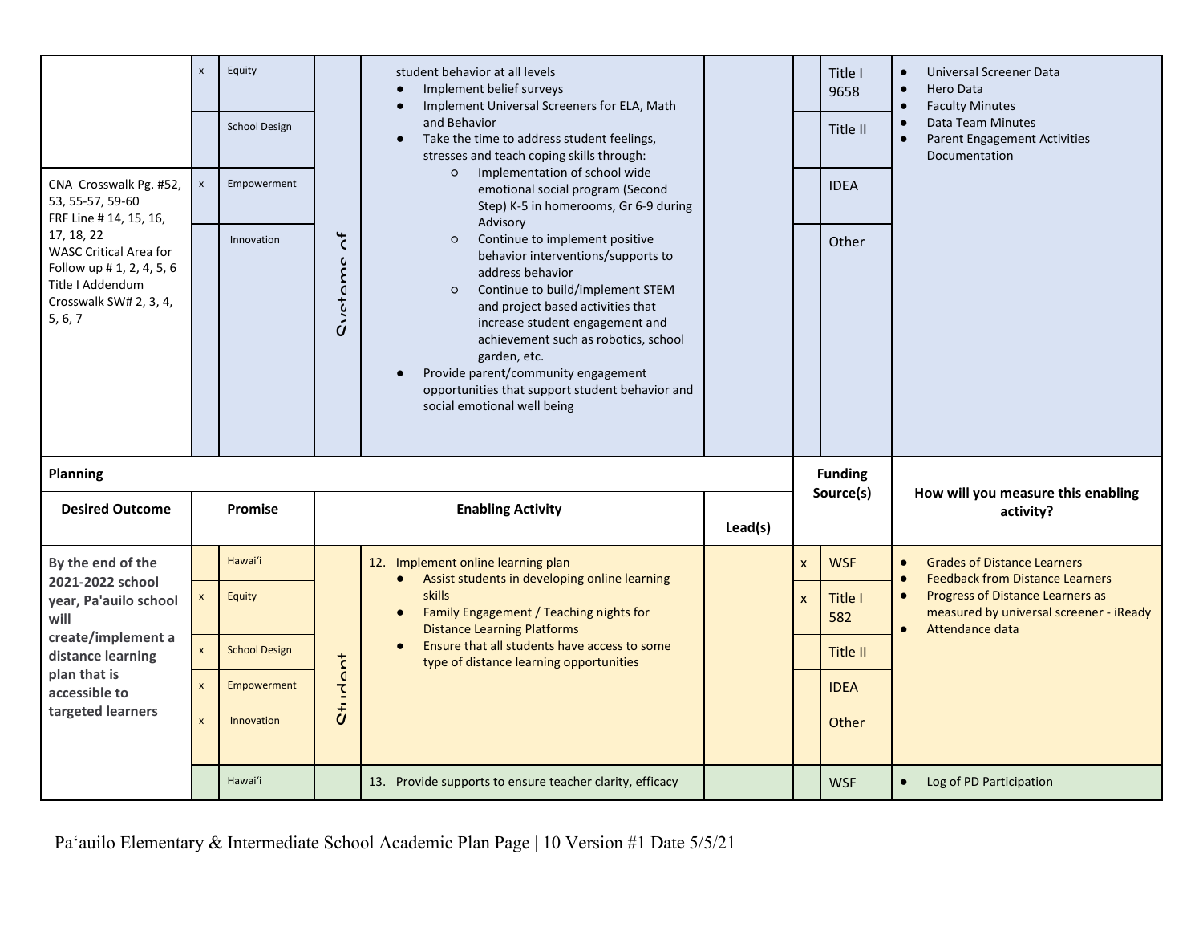| Desired Outcome | | Promise | Focus | Enabling Activity | Lead(s) | | Funding Source(s) | How will you measure this enabling activity? |
|---|---|---|---|---|---|---|---|---|
| | x | Equity | Systems of | student behavior at all levels<br>● Implement belief surveys<br>● Implement Universal Screeners for ELA, Math and Behavior<br>● Take the time to address student feelings, stresses and teach coping skills through:<br>○ Implementation of school wide emotional social program (Second Step) K-5 in homerooms, Gr 6-9 during Advisory<br>○ Continue to implement positive behavior interventions/supports to address behavior<br>○ Continue to build/implement STEM and project based activities that increase student engagement and achievement such as robotics, school garden, etc.<br>● Provide parent/community engagement opportunities that support student behavior and social emotional well being | | | Title I 9658 | ● Universal Screener Data<br>● Hero Data<br>● Faculty Minutes<br>● Data Team Minutes<br>● Parent Engagement Activities Documentation |
| | | School Design | | | | | Title II | |
| CNA Crosswalk Pg. #52, 53, 55-57, 59-60<br>FRF Line # 14, 15, 16, 17, 18, 22<br>WASC Critical Area for Follow up # 1, 2, 4, 5, 6<br>Title I Addendum Crosswalk SW# 2, 3, 4, 5, 6, 7 | x | Empowerment | | | | | IDEA | |
| | | Innovation | | | | | Other | |

**Planning**

| Desired Outcome | | Promise | | Enabling Activity | Lead(s) | | Funding Source(s) | How will you measure this enabling activity? |
|---|---|---|---|---|---|---|---|---|
| By the end of the 2021-2022 school year, Pa'auilo school will create/implement a distance learning plan that is accessible to targeted learners | | Hawai'i | Student | 12. Implement online learning plan<br>● Assist students in developing online learning skills<br>● Family Engagement / Teaching nights for Distance Learning Platforms<br>● Ensure that all students have access to some type of distance learning opportunities | | x | WSF | ● Grades of Distance Learners<br>● Feedback from Distance Learners<br>● Progress of Distance Learners as measured by universal screener - iReady<br>● Attendance data |
| | x | Equity | | | | x | Title I 582 | |
| | x | School Design | | | | | Title II | |
| | x | Empowerment | | | | | IDEA | |
| | x | Innovation | | | | | Other | |
| | | Hawai'i | | 13. Provide supports to ensure teacher clarity, efficacy | | | WSF | ● Log of PD Participation |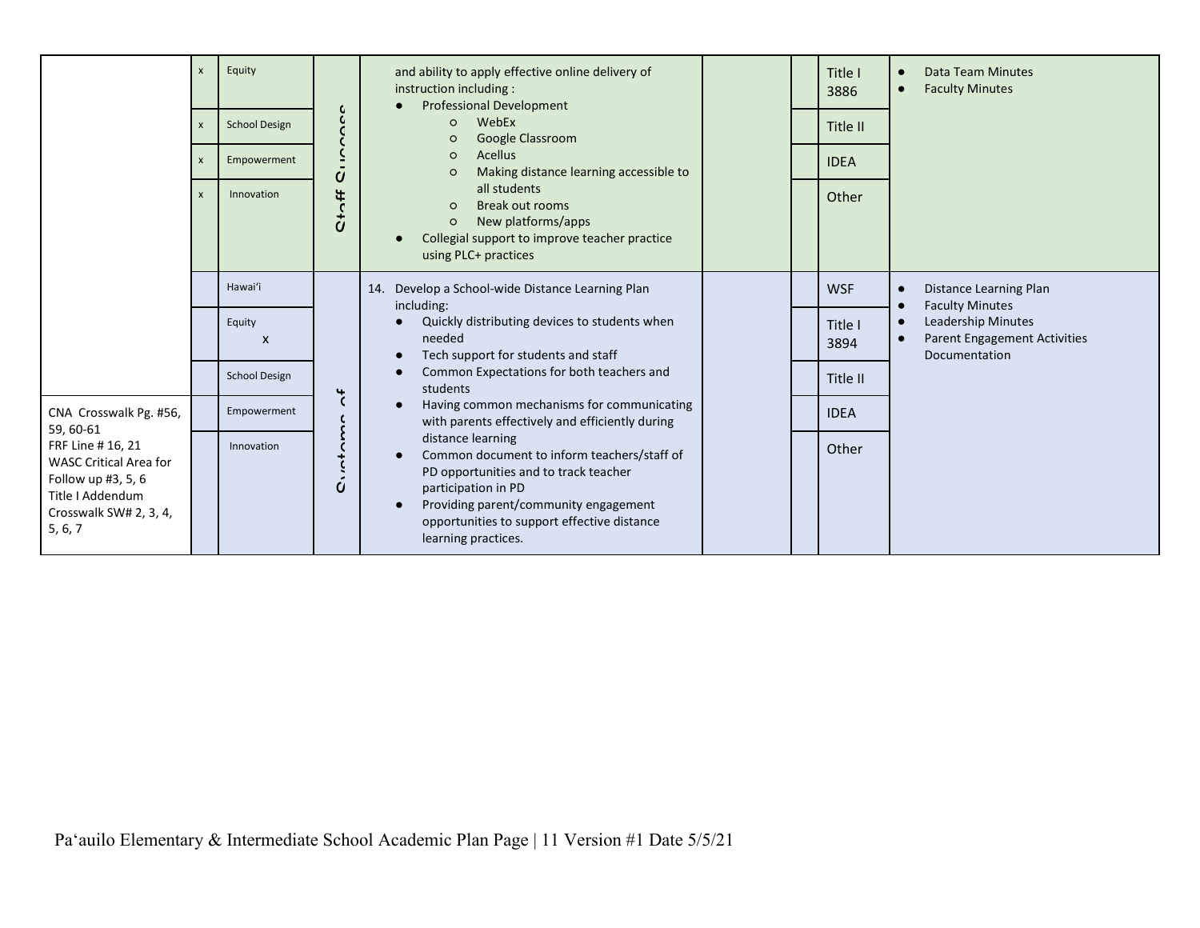| | | | | | | | | |
|---|---|---|---|---|---|---|---|---|
| | x | Equity | Staff Success | and ability to apply effective online delivery of instruction including :<br>● Professional Development<br>○ WebEx<br>○ Google Classroom<br>○ Acellus<br>○ Making distance learning accessible to all students<br>○ Break out rooms<br>○ New platforms/apps<br>● Collegial support to improve teacher practice using PLC+ practices | | | Title I 3886 | ● Data Team Minutes<br>● Faculty Minutes |
| | x | School Design | | | | | Title II | |
| | x | Empowerment | | | | | IDEA | |
| | x | Innovation | | | | | Other | |
| | | Hawai'i | Systems of | 14. Develop a School-wide Distance Learning Plan including:<br>● Quickly distributing devices to students when needed<br>● Tech support for students and staff<br>● Common Expectations for both teachers and students<br>● Having common mechanisms for communicating with parents effectively and efficiently during distance learning<br>● Common document to inform teachers/staff of PD opportunities and to track teacher participation in PD<br>● Providing parent/community engagement opportunities to support effective distance learning practices. | | | WSF | ● Distance Learning Plan<br>● Faculty Minutes<br>● Leadership Minutes<br>● Parent Engagement Activities Documentation |
| | | Equity x | | | | | Title I 3894 | |
| | | School Design | | | | | Title II | |
| CNA Crosswalk Pg. #56, 59, 60-61<br>FRF Line # 16, 21<br>WASC Critical Area for Follow up #3, 5, 6<br>Title I Addendum Crosswalk SW# 2, 3, 4, 5, 6, 7 | | Empowerment | | | | | IDEA | |
| | | Innovation | | | | | Other | |